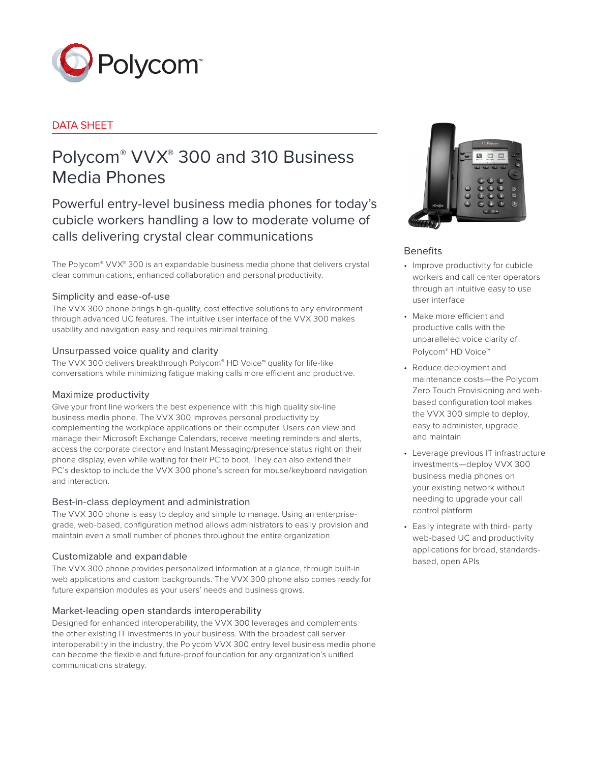DATA SHEET

# Polycom® VVX® 300 and 310 Business Media Phones

## Powerful entry-level business media phones for today's cubicle workers handling a low to moderate volume of calls delivering crystal clear communications

The Polycom® VVX® 300 is an expandable business media phone that delivers crystal clear communications, enhanced collaboration and personal productivity.

### Simplicity and ease-of-use

The VVX 300 phone brings high-quality, cost effective solutions to any environment through advanced UC features. The intuitive user interface of the VVX 300 makes usability and navigation easy and requires minimal training.

### Unsurpassed voice quality and clarity

The VVX 300 delivers breakthrough Polycom® HD Voice™ quality for life-like conversations while minimizing fatigue making calls more efficient and productive.

### Maximize productivity

Give your front line workers the best experience with this high quality six-line business media phone. The VVX 300 improves personal productivity by complementing the workplace applications on their computer. Users can view and manage their Microsoft Exchange Calendars, receive meeting reminders and alerts, access the corporate directory and Instant Messaging/presence status right on their phone display, even while waiting for their PC to boot. They can also extend their PC's desktop to include the VVX 300 phone's screen for mouse/keyboard navigation and interaction.

### Best-in-class deployment and administration

The VVX 300 phone is easy to deploy and simple to manage. Using an enterprise-grade, web-based, configuration method allows administrators to easily provision and maintain even a small number of phones throughout the entire organization.

### Customizable and expandable

The VVX 300 phone provides personalized information at a glance, through built-in web applications and custom backgrounds. The VVX 300 phone also comes ready for future expansion modules as your users' needs and business grows.

### Market-leading open standards interoperability

Designed for enhanced interoperability, the VVX 300 leverages and complements the other existing IT investments in your business. With the broadest call server interoperability in the industry, the Polycom VVX 300 entry level business media phone can become the flexible and future-proof foundation for any organization's unified communications strategy.

### Benefits

- Improve productivity for cubicle workers and call center operators through an intuitive easy to use user interface
- Make more efficient and productive calls with the unparalleled voice clarity of Polycom® HD Voice™
- Reduce deployment and maintenance costs—the Polycom Zero Touch Provisioning and web-based configuration tool makes the VVX 300 simple to deploy, easy to administer, upgrade, and maintain
- Leverage previous IT infrastructure investments—deploy VVX 300 business media phones on your existing network without needing to upgrade your call control platform
- Easily integrate with third- party web-based UC and productivity applications for broad, standards-based, open APIs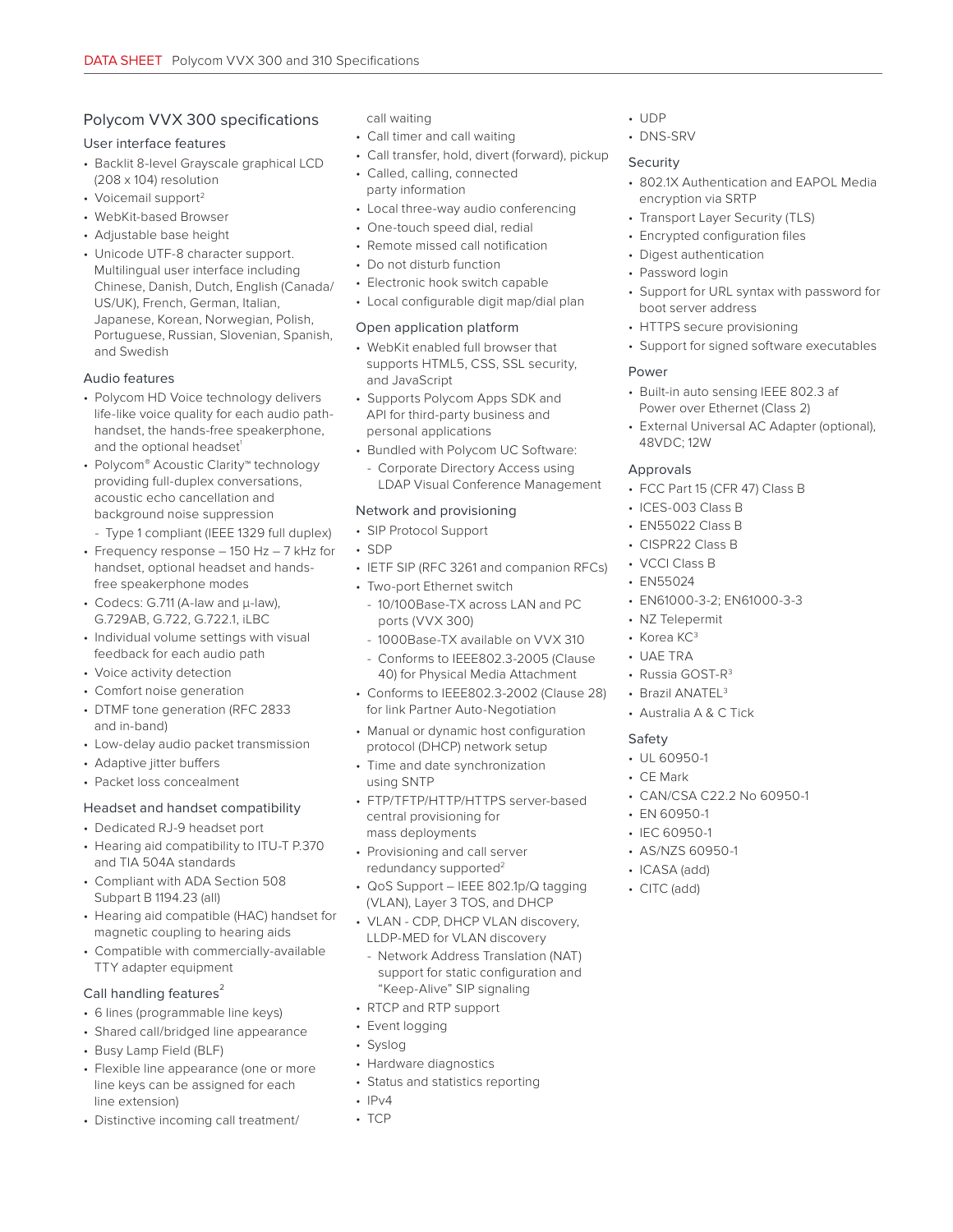## Polycom VVX 300 specifications

### User interface features

- Backlit 8-level Grayscale graphical LCD (208 x 104) resolution
- Voicemail support[2]
- WebKit-based Browser
- Adjustable base height
- Unicode UTF-8 character support. Multilingual user interface including Chinese, Danish, Dutch, English (Canada/US/UK), French, German, Italian, Japanese, Korean, Norwegian, Polish, Portuguese, Russian, Slovenian, Spanish, and Swedish

### Audio features

- Polycom HD Voice technology delivers life-like voice quality for each audio path- handset, the hands-free speakerphone, and the optional headset[1]
- Polycom® Acoustic Clarity™ technology providing full-duplex conversations, acoustic echo cancellation and background noise suppression
  - Type 1 compliant (IEEE 1329 full duplex)
- Frequency response – 150 Hz – 7 kHz for handset, optional headset and hands-free speakerphone modes
- Codecs: G.711 (A-law and μ-law), G.729AB, G.722, G.722.1, iLBC
- Individual volume settings with visual feedback for each audio path
- Voice activity detection
- Comfort noise generation
- DTMF tone generation (RFC 2833 and in-band)
- Low-delay audio packet transmission
- Adaptive jitter buffers
- Packet loss concealment

### Headset and handset compatibility

- Dedicated RJ-9 headset port
- Hearing aid compatibility to ITU-T P.370 and TIA 504A standards
- Compliant with ADA Section 508 Subpart B 1194.23 (all)
- Hearing aid compatible (HAC) handset for magnetic coupling to hearing aids
- Compatible with commercially-available TTY adapter equipment

### Call handling features[2]

- 6 lines (programmable line keys)
- Shared call/bridged line appearance
- Busy Lamp Field (BLF)
- Flexible line appearance (one or more line keys can be assigned for each line extension)
- Distinctive incoming call treatment/ call waiting
- Call timer and call waiting
- Call transfer, hold, divert (forward), pickup
- Called, calling, connected party information
- Local three-way audio conferencing
- One-touch speed dial, redial
- Remote missed call notification
- Do not disturb function
- Electronic hook switch capable
- Local configurable digit map/dial plan

### Open application platform

- WebKit enabled full browser that supports HTML5, CSS, SSL security, and JavaScript
- Supports Polycom Apps SDK and API for third-party business and personal applications
- Bundled with Polycom UC Software:
  - Corporate Directory Access using LDAP Visual Conference Management

### Network and provisioning

- SIP Protocol Support
- SDP
- IETF SIP (RFC 3261 and companion RFCs)
- Two-port Ethernet switch
  - 10/100Base-TX across LAN and PC ports (VVX 300)
  - 1000Base-TX available on VVX 310
  - Conforms to IEEE802.3-2005 (Clause 40) for Physical Media Attachment
- Conforms to IEEE802.3-2002 (Clause 28) for link Partner Auto-Negotiation
- Manual or dynamic host configuration protocol (DHCP) network setup
- Time and date synchronization using SNTP
- FTP/TFTP/HTTP/HTTPS server-based central provisioning for mass deployments
- Provisioning and call server redundancy supported[2]
- QoS Support – IEEE 802.1p/Q tagging (VLAN), Layer 3 TOS, and DHCP
- VLAN - CDP, DHCP VLAN discovery, LLDP-MED for VLAN discovery
  - Network Address Translation (NAT) support for static configuration and "Keep-Alive" SIP signaling
- RTCP and RTP support
- Event logging
- Syslog
- Hardware diagnostics
- Status and statistics reporting
- IPv4
- TCP
- UDP
- DNS-SRV

### Security

- 802.1X Authentication and EAPOL Media encryption via SRTP
- Transport Layer Security (TLS)
- Encrypted configuration files
- Digest authentication
- Password login
- Support for URL syntax with password for boot server address
- HTTPS secure provisioning
- Support for signed software executables

### Power

- Built-in auto sensing IEEE 802.3 af Power over Ethernet (Class 2)
- External Universal AC Adapter (optional), 48VDC; 12W

### Approvals

- FCC Part 15 (CFR 47) Class B
- ICES-003 Class B
- EN55022 Class B
- CISPR22 Class B
- VCCI Class B
- EN55024
- EN61000-3-2; EN61000-3-3
- NZ Telepermit
- Korea KC[3]
- UAE TRA
- Russia GOST-R[3]
- Brazil ANATEL[3]
- Australia A & C Tick

### Safety

- UL 60950-1
- CE Mark
- CAN/CSA C22.2 No 60950-1
- EN 60950-1
- IEC 60950-1
- AS/NZS 60950-1
- ICASA (add)
- CITC (add)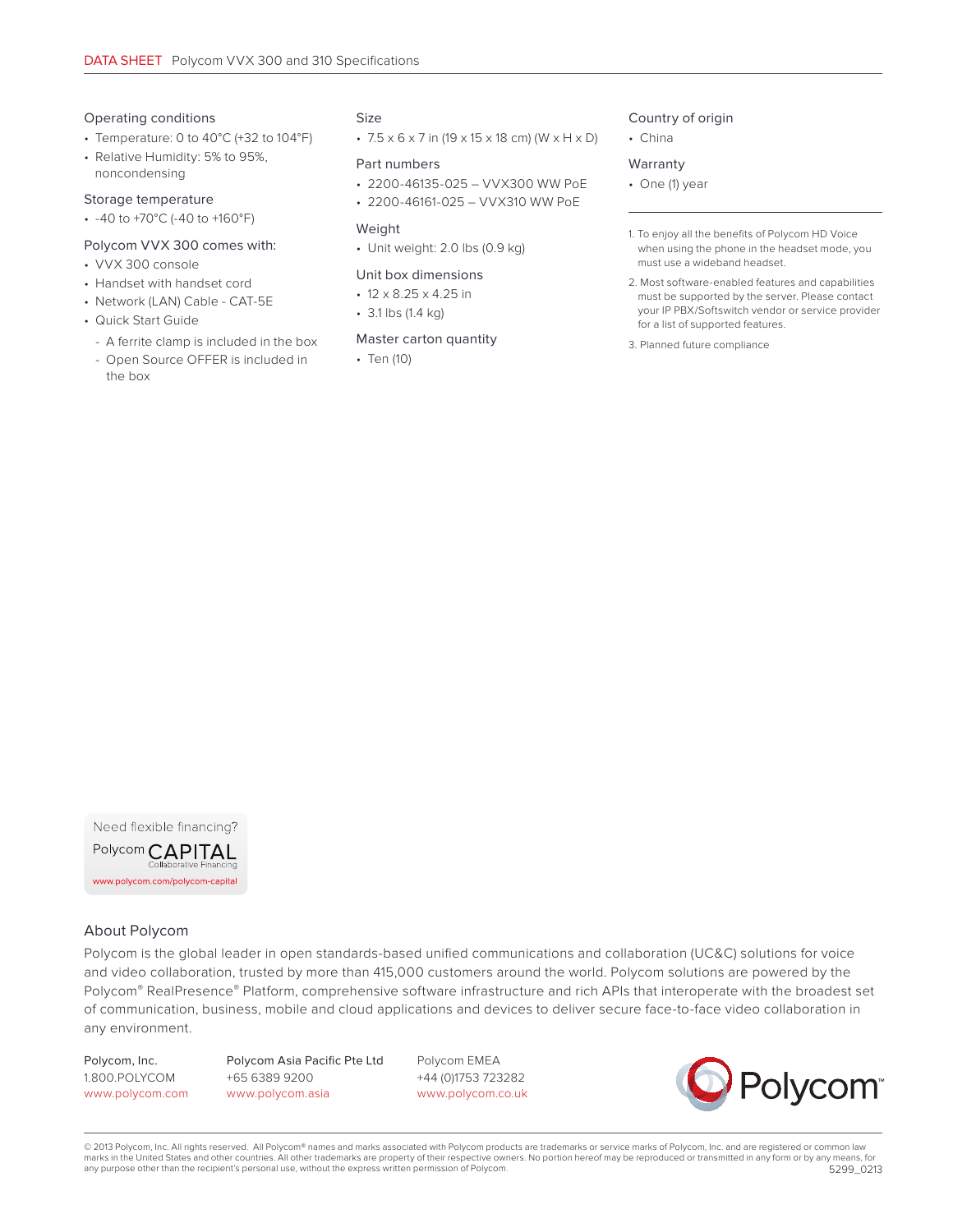### Operating conditions

- Temperature: 0 to 40°C (+32 to 104°F)
- Relative Humidity: 5% to 95%, noncondensing

### Storage temperature

- -40 to +70°C (-40 to +160°F)

### Polycom VVX 300 comes with:

- VVX 300 console
- Handset with handset cord
- Network (LAN) Cable - CAT-5E
- Quick Start Guide
  - A ferrite clamp is included in the box
  - Open Source OFFER is included in the box

### Size

- 7.5 x 6 x 7 in (19 x 15 x 18 cm) (W x H x D)

### Part numbers

- 2200-46135-025 – VVX300 WW PoE
- 2200-46161-025 – VVX310 WW PoE

### Weight

- Unit weight: 2.0 lbs (0.9 kg)

### Unit box dimensions

- 12 x 8.25 x 4.25 in
- 3.1 lbs (1.4 kg)

### Master carton quantity

- Ten (10)

### Country of origin

- China

### Warranty

- One (1) year

---

1. To enjoy all the benefits of Polycom HD Voice when using the phone in the headset mode, you must use a wideband headset.
2. Most software-enabled features and capabilities must be supported by the server. Please contact your IP PBX/Softswitch vendor or service provider for a list of supported features.
3. Planned future compliance

Need flexible financing?
Polycom CAPITAL
Collaborative Financing
www.polycom.com/polycom-capital

## About Polycom

Polycom is the global leader in open standards-based unified communications and collaboration (UC&C) solutions for voice and video collaboration, trusted by more than 415,000 customers around the world. Polycom solutions are powered by the Polycom® RealPresence® Platform, comprehensive software infrastructure and rich APIs that interoperate with the broadest set of communication, business, mobile and cloud applications and devices to deliver secure face-to-face video collaboration in any environment.

Polycom, Inc.
1.800.POLYCOM
www.polycom.com

Polycom Asia Pacific Pte Ltd
+65 6389 9200
www.polycom.asia

Polycom EMEA
+44 (0)1753 723282
www.polycom.co.uk

Polycom™

© 2013 Polycom, Inc. All rights reserved. All Polycom® names and marks associated with Polycom products are trademarks or service marks of Polycom, Inc. and are registered or common law marks in the United States and other countries. All other trademarks are property of their respective owners. No portion hereof may be reproduced or transmitted in any form or by any means, for any purpose other than the recipient's personal use, without the express written permission of Polycom.

5299_0213